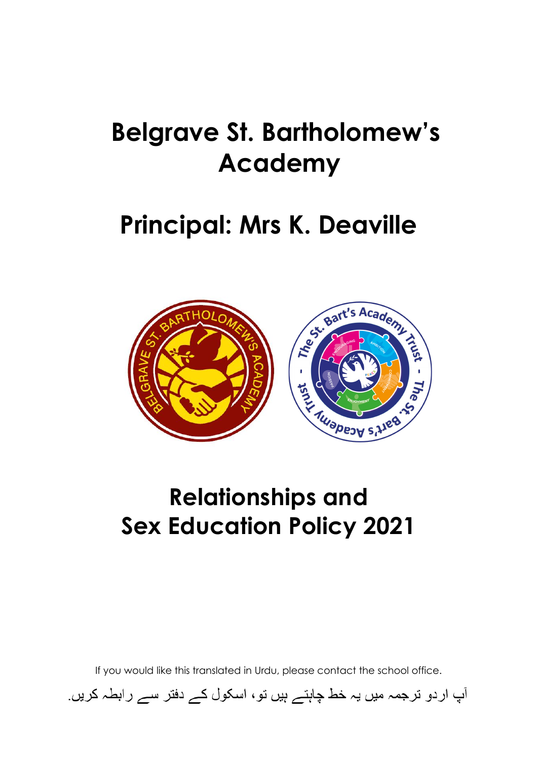# Belgrave St. Bartholomew's Academy

## Principal: Mrs K. Deaville

# Relationships and Sex Education Policy 2021

If you would like this translated in Urdu, please contact the school office.

آپ اردو ترجمہ میں یہ خط چاہتے ہیں تو، اسکول کے دفتر سے رابطہ کریں.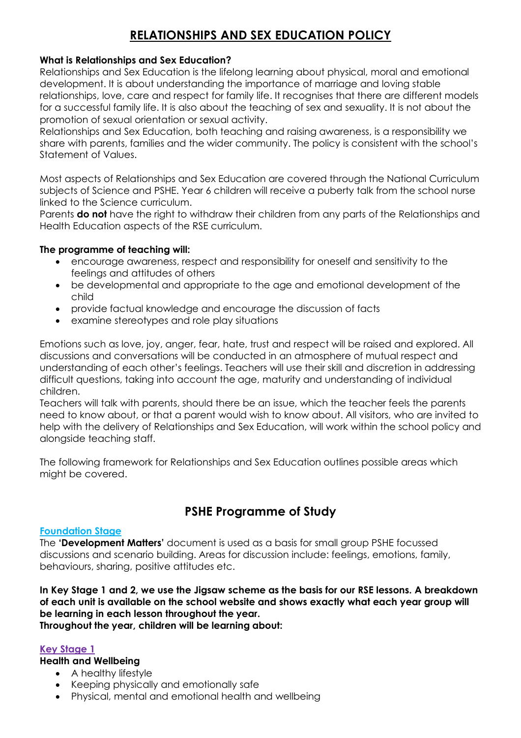# RELATIONSHIPS AND SEX EDUCATION POLICY

**What is Relationships and Sex Education?**

Relationships and Sex Education is the lifelong learning about physical, moral and emotional development. It is about understanding the importance of marriage and loving stable relationships, love, care and respect for family life. It recognises that there are different models for a successful family life. It is also about the teaching of sex and sexuality. It is not about the promotion of sexual orientation or sexual activity.

Relationships and Sex Education, both teaching and raising awareness, is a responsibility we share with parents, families and the wider community. The policy is consistent with the school's Statement of Values.

Most aspects of Relationships and Sex Education are covered through the National Curriculum subjects of Science and PSHE. Year 6 children will receive a puberty talk from the school nurse linked to the Science curriculum.

Parents **do not** have the right to withdraw their children from any parts of the Relationships and Health Education aspects of the RSE curriculum.

**The programme of teaching will:**

- encourage awareness, respect and responsibility for oneself and sensitivity to the feelings and attitudes of others
- be developmental and appropriate to the age and emotional development of the child
- provide factual knowledge and encourage the discussion of facts
- examine stereotypes and role play situations

Emotions such as love, joy, anger, fear, hate, trust and respect will be raised and explored. All discussions and conversations will be conducted in an atmosphere of mutual respect and understanding of each other's feelings. Teachers will use their skill and discretion in addressing difficult questions, taking into account the age, maturity and understanding of individual children.

Teachers will talk with parents, should there be an issue, which the teacher feels the parents need to know about, or that a parent would wish to know about. All visitors, who are invited to help with the delivery of Relationships and Sex Education, will work within the school policy and alongside teaching staff.

The following framework for Relationships and Sex Education outlines possible areas which might be covered.

## PSHE Programme of Study

### Foundation Stage

The **'Development Matters'** document is used as a basis for small group PSHE focussed discussions and scenario building. Areas for discussion include: feelings, emotions, family, behaviours, sharing, positive attitudes etc.

**In Key Stage 1 and 2, we use the Jigsaw scheme as the basis for our RSE lessons. A breakdown of each unit is available on the school website and shows exactly what each year group will be learning in each lesson throughout the year.**
**Throughout the year, children will be learning about:**

### Key Stage 1

**Health and Wellbeing**

- A healthy lifestyle
- Keeping physically and emotionally safe
- Physical, mental and emotional health and wellbeing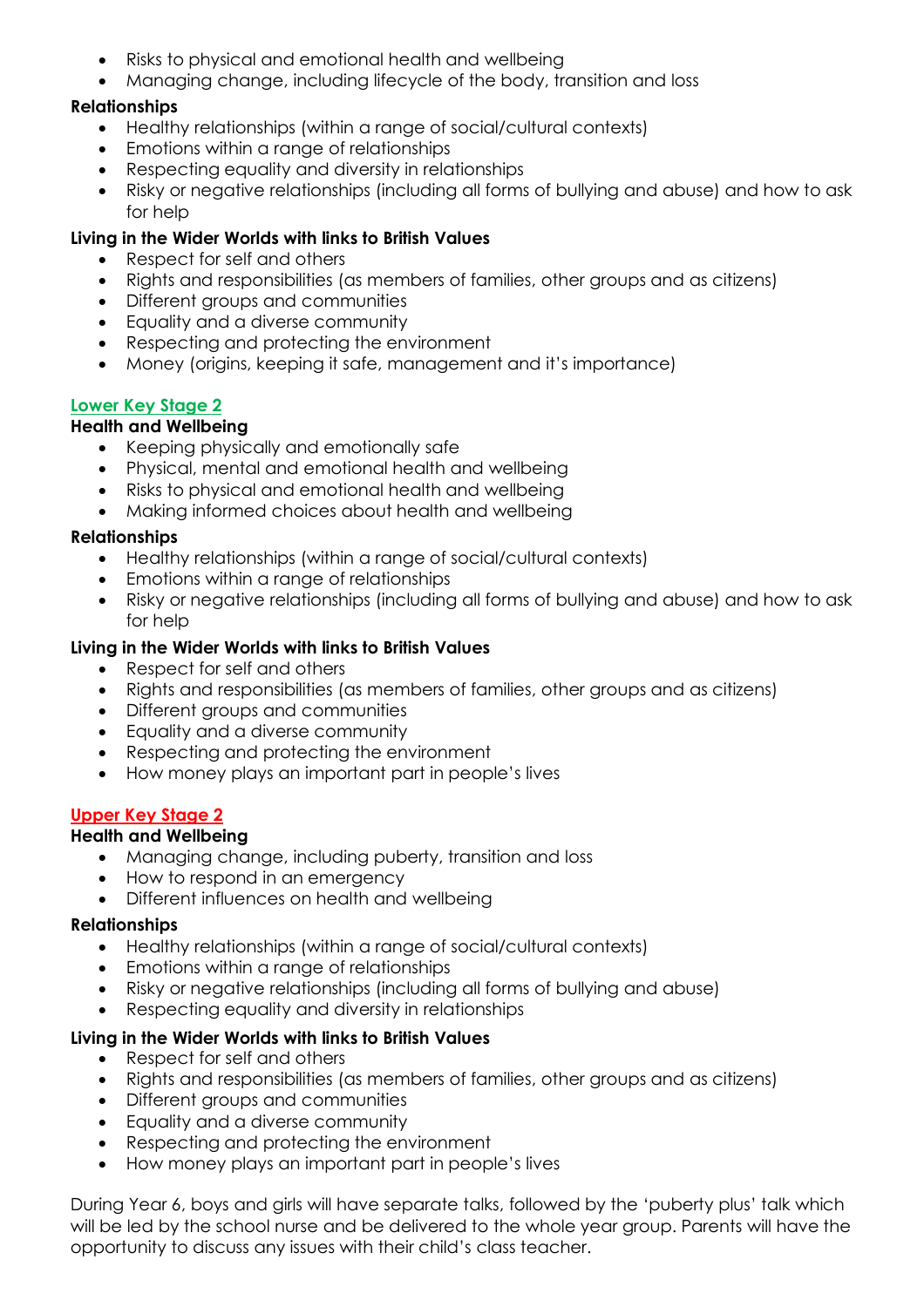- Risks to physical and emotional health and wellbeing
- Managing change, including lifecycle of the body, transition and loss

**Relationships**

- Healthy relationships (within a range of social/cultural contexts)
- Emotions within a range of relationships
- Respecting equality and diversity in relationships
- Risky or negative relationships (including all forms of bullying and abuse) and how to ask for help

**Living in the Wider Worlds with links to British Values**

- Respect for self and others
- Rights and responsibilities (as members of families, other groups and as citizens)
- Different groups and communities
- Equality and a diverse community
- Respecting and protecting the environment
- Money (origins, keeping it safe, management and it's importance)

## Lower Key Stage 2

**Health and Wellbeing**

- Keeping physically and emotionally safe
- Physical, mental and emotional health and wellbeing
- Risks to physical and emotional health and wellbeing
- Making informed choices about health and wellbeing

**Relationships**

- Healthy relationships (within a range of social/cultural contexts)
- Emotions within a range of relationships
- Risky or negative relationships (including all forms of bullying and abuse) and how to ask for help

**Living in the Wider Worlds with links to British Values**

- Respect for self and others
- Rights and responsibilities (as members of families, other groups and as citizens)
- Different groups and communities
- Equality and a diverse community
- Respecting and protecting the environment
- How money plays an important part in people's lives

## Upper Key Stage 2

**Health and Wellbeing**

- Managing change, including puberty, transition and loss
- How to respond in an emergency
- Different influences on health and wellbeing

**Relationships**

- Healthy relationships (within a range of social/cultural contexts)
- Emotions within a range of relationships
- Risky or negative relationships (including all forms of bullying and abuse)
- Respecting equality and diversity in relationships

**Living in the Wider Worlds with links to British Values**

- Respect for self and others
- Rights and responsibilities (as members of families, other groups and as citizens)
- Different groups and communities
- Equality and a diverse community
- Respecting and protecting the environment
- How money plays an important part in people's lives

During Year 6, boys and girls will have separate talks, followed by the 'puberty plus' talk which will be led by the school nurse and be delivered to the whole year group. Parents will have the opportunity to discuss any issues with their child's class teacher.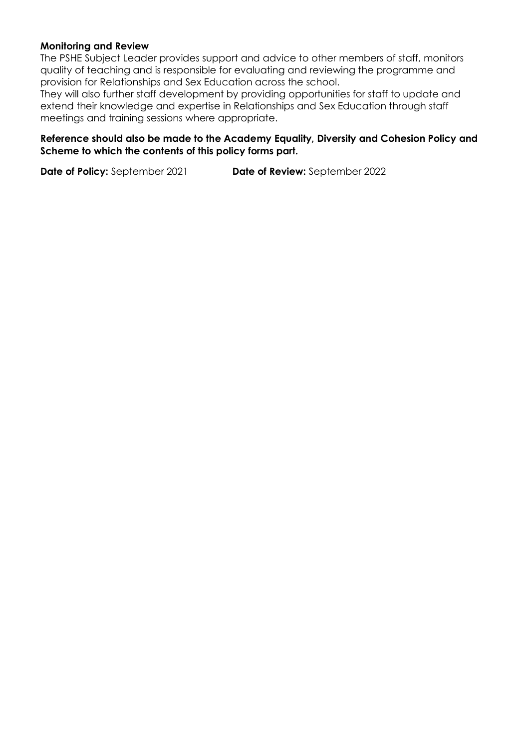**Monitoring and Review**

The PSHE Subject Leader provides support and advice to other members of staff, monitors quality of teaching and is responsible for evaluating and reviewing the programme and provision for Relationships and Sex Education across the school.

They will also further staff development by providing opportunities for staff to update and extend their knowledge and expertise in Relationships and Sex Education through staff meetings and training sessions where appropriate.

**Reference should also be made to the Academy Equality, Diversity and Cohesion Policy and Scheme to which the contents of this policy forms part.**

**Date of Policy:** September 2021 **Date of Review:** September 2022